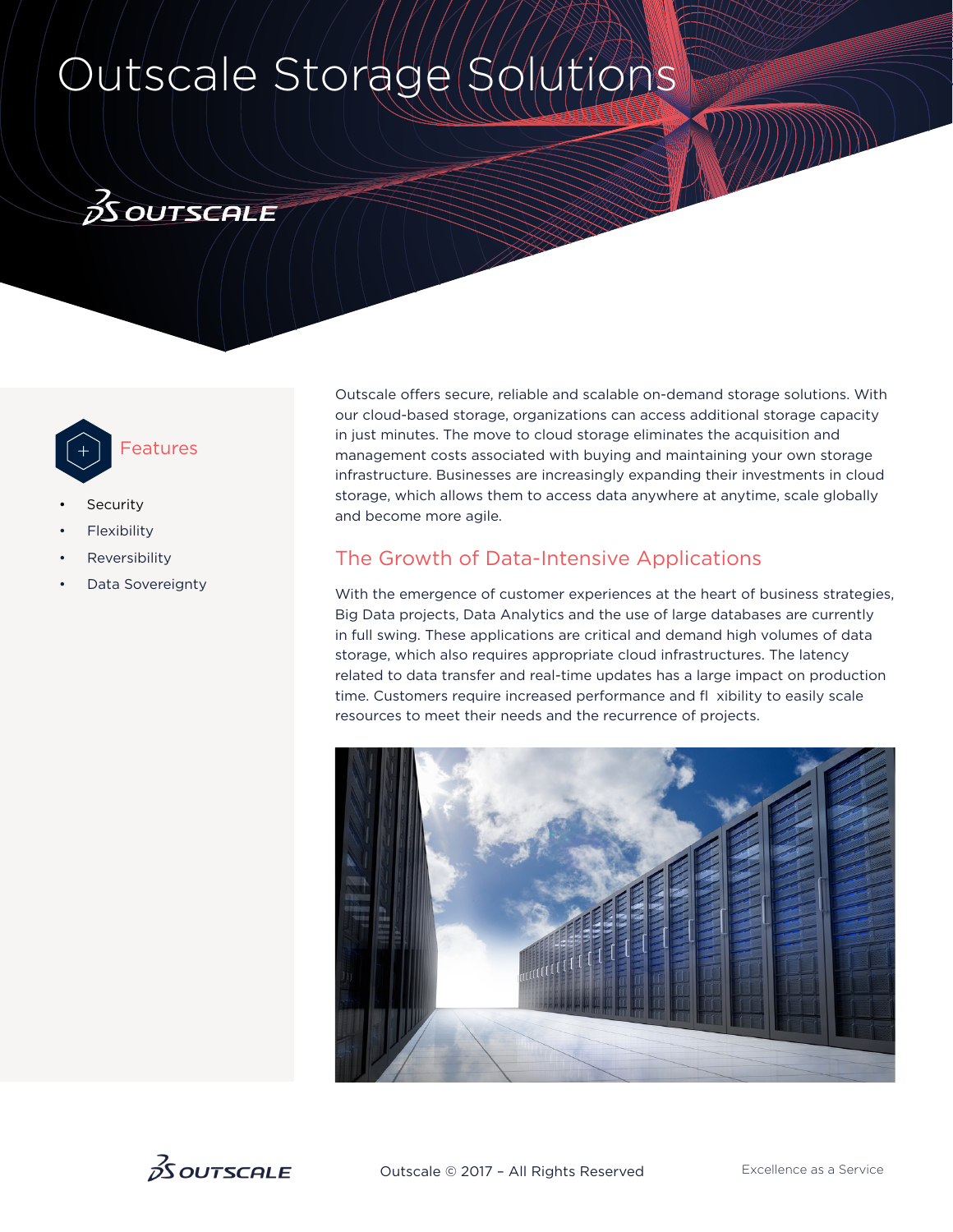# Outscale Storage Solutions

## Features

- Security
- Flexibility
- Reversibility
- Data Sovereignty

Outscale offers secure, reliable and scalable on-demand storage solutions. With our cloud-based storage, organizations can access additional storage capacity in just minutes. The move to cloud storage eliminates the acquisition and management costs associated with buying and maintaining your own storage infrastructure. Businesses are increasingly expanding their investments in cloud storage, which allows them to access data anywhere at anytime, scale globally and become more agile.

## The Growth of Data-Intensive Applications

With the emergence of customer experiences at the heart of business strategies, Big Data projects, Data Analytics and the use of large databases are currently in full swing. These applications are critical and demand high volumes of data storage, which also requires appropriate cloud infrastructures. The latency related to data transfer and real-time updates has a large impact on production time. Customers require increased performance and fl xibility to easily scale resources to meet their needs and the recurrence of projects.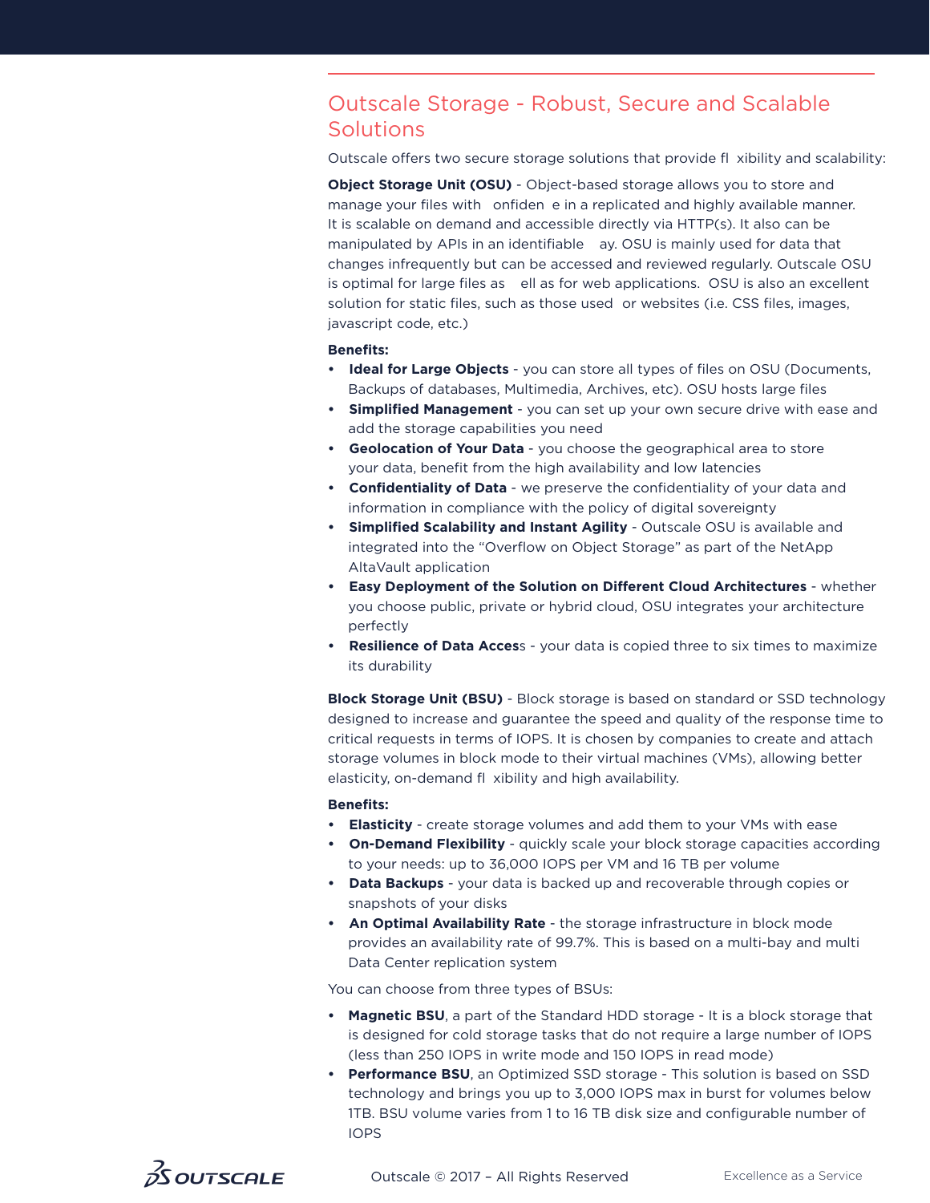## Outscale Storage - Robust, Secure and Scalable Solutions

Outscale offers two secure storage solutions that provide fl xibility and scalability:

**Object Storage Unit (OSU)** - Object-based storage allows you to store and manage your files with onfiden e in a replicated and highly available manner. It is scalable on demand and accessible directly via HTTP(s). It also can be manipulated by APIs in an identifiable ay. OSU is mainly used for data that changes infrequently but can be accessed and reviewed regularly. Outscale OSU is optimal for large files as ell as for web applications. OSU is also an excellent solution for static files, such as those used or websites (i.e. CSS files, images, javascript code, etc.)

**Benefits:**

- **Ideal for Large Objects** - you can store all types of files on OSU (Documents, Backups of databases, Multimedia, Archives, etc). OSU hosts large files
- **Simplified Management** - you can set up your own secure drive with ease and add the storage capabilities you need
- **Geolocation of Your Data** - you choose the geographical area to store your data, benefit from the high availability and low latencies
- **Confidentiality of Data** - we preserve the confidentiality of your data and information in compliance with the policy of digital sovereignty
- **Simplified Scalability and Instant Agility** - Outscale OSU is available and integrated into the "Overflow on Object Storage" as part of the NetApp AltaVault application
- **Easy Deployment of the Solution on Different Cloud Architectures** - whether you choose public, private or hybrid cloud, OSU integrates your architecture perfectly
- **Resilience of Data Acces**s - your data is copied three to six times to maximize its durability

**Block Storage Unit (BSU)** - Block storage is based on standard or SSD technology designed to increase and guarantee the speed and quality of the response time to critical requests in terms of IOPS. It is chosen by companies to create and attach storage volumes in block mode to their virtual machines (VMs), allowing better elasticity, on-demand fl xibility and high availability.

**Benefits:**

- **Elasticity** - create storage volumes and add them to your VMs with ease
- **On-Demand Flexibility** - quickly scale your block storage capacities according to your needs: up to 36,000 IOPS per VM and 16 TB per volume
- **Data Backups** - your data is backed up and recoverable through copies or snapshots of your disks
- **An Optimal Availability Rate** - the storage infrastructure in block mode provides an availability rate of 99.7%. This is based on a multi-bay and multi Data Center replication system

You can choose from three types of BSUs:

- **Magnetic BSU**, a part of the Standard HDD storage - It is a block storage that is designed for cold storage tasks that do not require a large number of IOPS (less than 250 IOPS in write mode and 150 IOPS in read mode)
- **Performance BSU**, an Optimized SSD storage - This solution is based on SSD technology and brings you up to 3,000 IOPS max in burst for volumes below 1TB. BSU volume varies from 1 to 16 TB disk size and configurable number of IOPS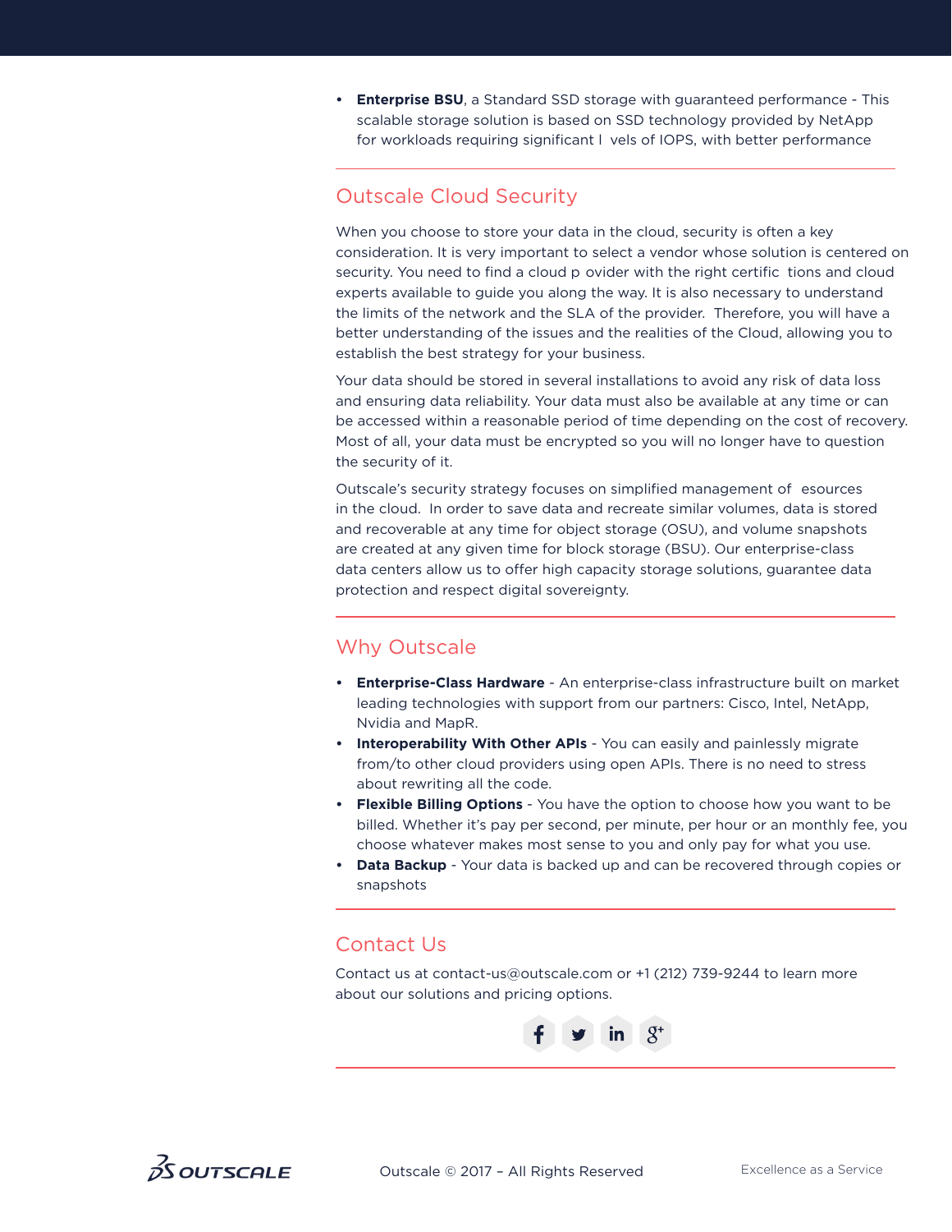- **Enterprise BSU**, a Standard SSD storage with guaranteed performance - This scalable storage solution is based on SSD technology provided by NetApp for workloads requiring significant l  vels of IOPS, with better performance

## Outscale Cloud Security

When you choose to store your data in the cloud, security is often a key consideration. It is very important to select a vendor whose solution is centered on security. You need to find a cloud p  ovider with the right certific  tions and cloud experts available to guide you along the way. It is also necessary to understand the limits of the network and the SLA of the provider.  Therefore, you will have a better understanding of the issues and the realities of the Cloud, allowing you to establish the best strategy for your business.

Your data should be stored in several installations to avoid any risk of data loss and ensuring data reliability. Your data must also be available at any time or can be accessed within a reasonable period of time depending on the cost of recovery. Most of all, your data must be encrypted so you will no longer have to question the security of it.

Outscale's security strategy focuses on simplified management of  esources in the cloud.  In order to save data and recreate similar volumes, data is stored and recoverable at any time for object storage (OSU), and volume snapshots are created at any given time for block storage (BSU). Our enterprise-class data centers allow us to offer high capacity storage solutions, guarantee data protection and respect digital sovereignty.

## Why Outscale

- **Enterprise-Class Hardware** - An enterprise-class infrastructure built on market leading technologies with support from our partners: Cisco, Intel, NetApp, Nvidia and MapR.
- **Interoperability With Other APIs** - You can easily and painlessly migrate from/to other cloud providers using open APIs. There is no need to stress about rewriting all the code.
- **Flexible Billing Options** - You have the option to choose how you want to be billed. Whether it's pay per second, per minute, per hour or an monthly fee, you choose whatever makes most sense to you and only pay for what you use.
- **Data Backup** - Your data is backed up and can be recovered through copies or snapshots

## Contact Us

Contact us at contact-us@outscale.com or +1 (212) 739-9244 to learn more about our solutions and pricing options.